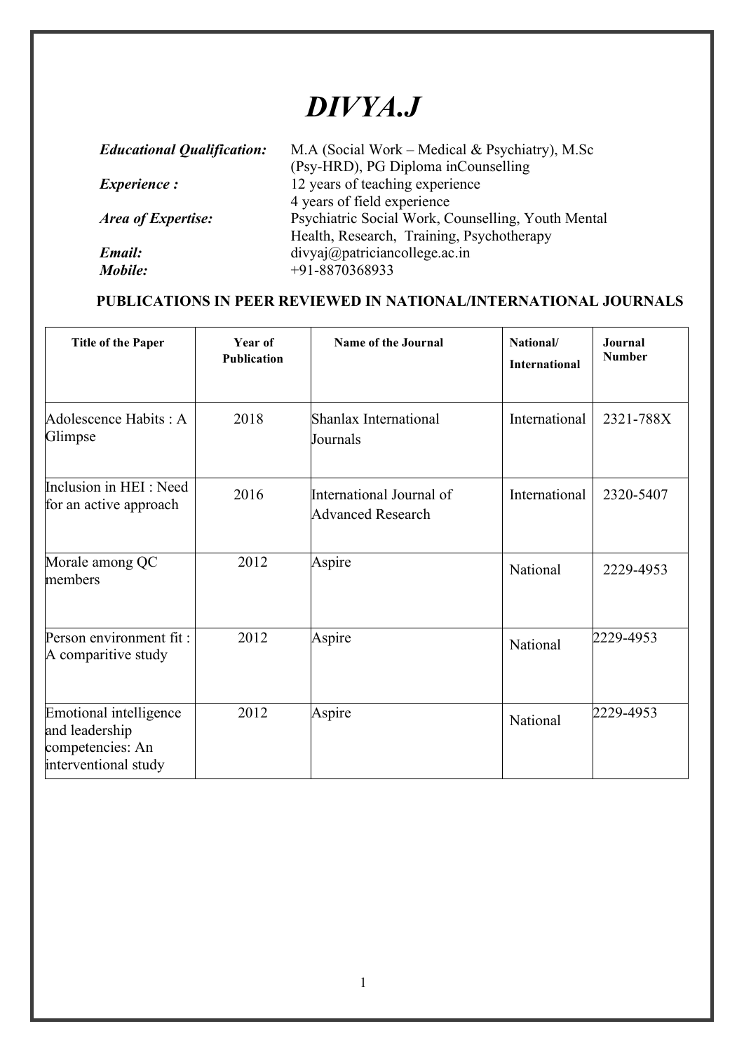# *DIVYA.J*

| | |
|---|---|
| ***Educational Qualification:*** | M.A (Social Work – Medical & Psychiatry), M.Sc (Psy-HRD), PG Diploma inCounselling |
| ***Experience :*** | 12 years of teaching experience<br>4 years of field experience |
| ***Area of Expertise:*** | Psychiatric Social Work, Counselling, Youth Mental Health, Research, Training, Psychotherapy |
| ***Email:*** | divyaj@patriciancollege.ac.in |
| ***Mobile:*** | +91-8870368933 |

## PUBLICATIONS IN PEER REVIEWED IN NATIONAL/INTERNATIONAL JOURNALS

| Title of the Paper | Year of Publication | Name of the Journal | National/ International | Journal Number |
|---|---|---|---|---|
| Adolescence Habits : A Glimpse | 2018 | Shanlax International Journals | International | 2321-788X |
| Inclusion in HEI : Need for an active approach | 2016 | International Journal of Advanced Research | International | 2320-5407 |
| Morale among QC members | 2012 | Aspire | National | 2229-4953 |
| Person environment fit : A comparitive study | 2012 | Aspire | National | 2229-4953 |
| Emotional intelligence and leadership competencies: An interventional study | 2012 | Aspire | National | 2229-4953 |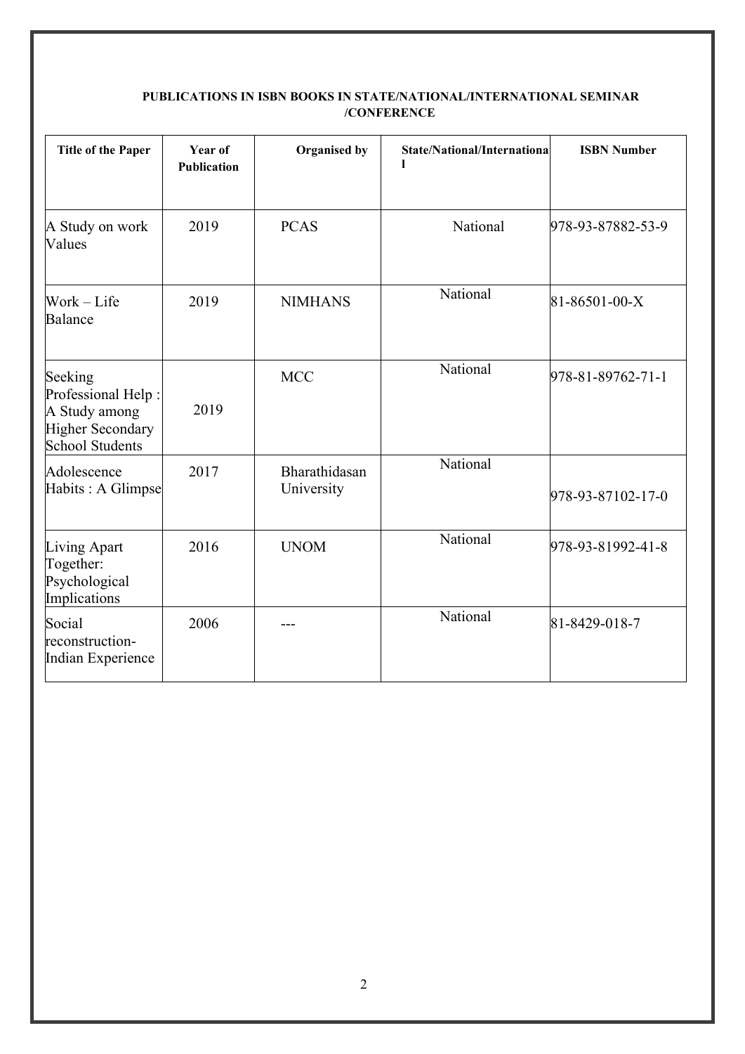**PUBLICATIONS IN ISBN BOOKS IN STATE/NATIONAL/INTERNATIONAL SEMINAR /CONFERENCE**

| Title of the Paper | Year of Publication | Organised by | State/National/International | ISBN Number |
|---|---|---|---|---|
| A Study on work Values | 2019 | PCAS | National | 978-93-87882-53-9 |
| Work – Life Balance | 2019 | NIMHANS | National | 81-86501-00-X |
| Seeking Professional Help : A Study among Higher Secondary School Students | 2019 | MCC | National | 978-81-89762-71-1 |
| Adolescence Habits : A Glimpse | 2017 | Bharathidasan University | National | 978-93-87102-17-0 |
| Living Apart Together: Psychological Implications | 2016 | UNOM | National | 978-93-81992-41-8 |
| Social reconstruction- Indian Experience | 2006 | --- | National | 81-8429-018-7 |